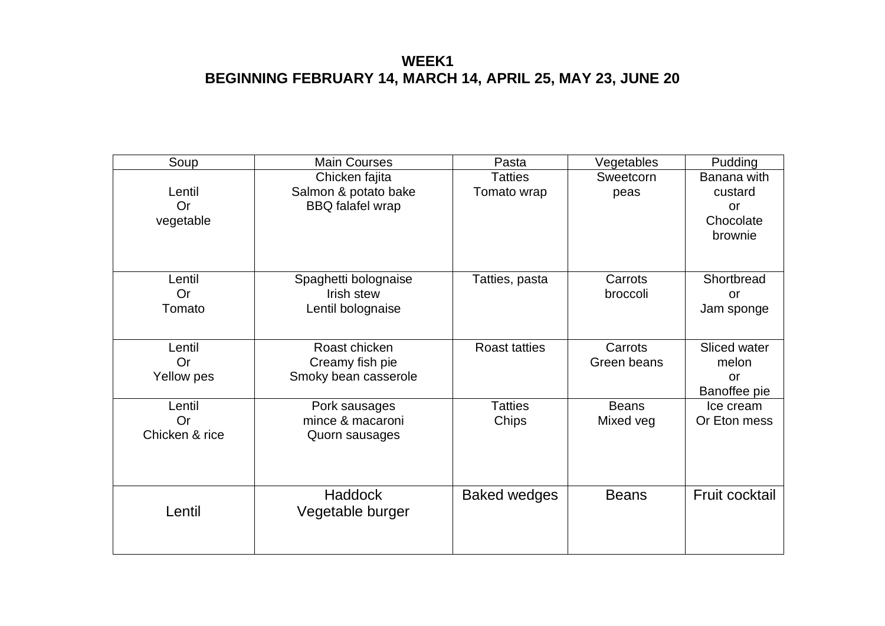# WEEK1
## BEGINNING FEBRUARY 14, MARCH 14, APRIL 25, MAY 23, JUNE 20

| Soup | Main Courses | Pasta | Vegetables | Pudding |
|---|---|---|---|---|
| Lentil<br>Or<br>vegetable | Chicken fajita<br>Salmon & potato bake<br>BBQ falafel wrap | Tatties<br>Tomato wrap | Sweetcorn<br>peas | Banana with custard<br>or<br>Chocolate brownie |
| Lentil<br>Or<br>Tomato | Spaghetti bolognaise<br>Irish stew<br>Lentil bolognaise | Tatties, pasta | Carrots<br>broccoli | Shortbread<br>or<br>Jam sponge |
| Lentil<br>Or<br>Yellow pes | Roast chicken<br>Creamy fish pie<br>Smoky bean casserole | Roast tatties | Carrots<br>Green beans | Sliced water melon<br>or<br>Banoffee pie |
| Lentil<br>Or<br>Chicken & rice | Pork sausages<br>mince & macaroni<br>Quorn sausages | Tatties<br>Chips | Beans<br>Mixed veg | Ice cream<br>Or Eton mess |
| Lentil | Haddock<br>Vegetable burger | Baked wedges | Beans | Fruit cocktail |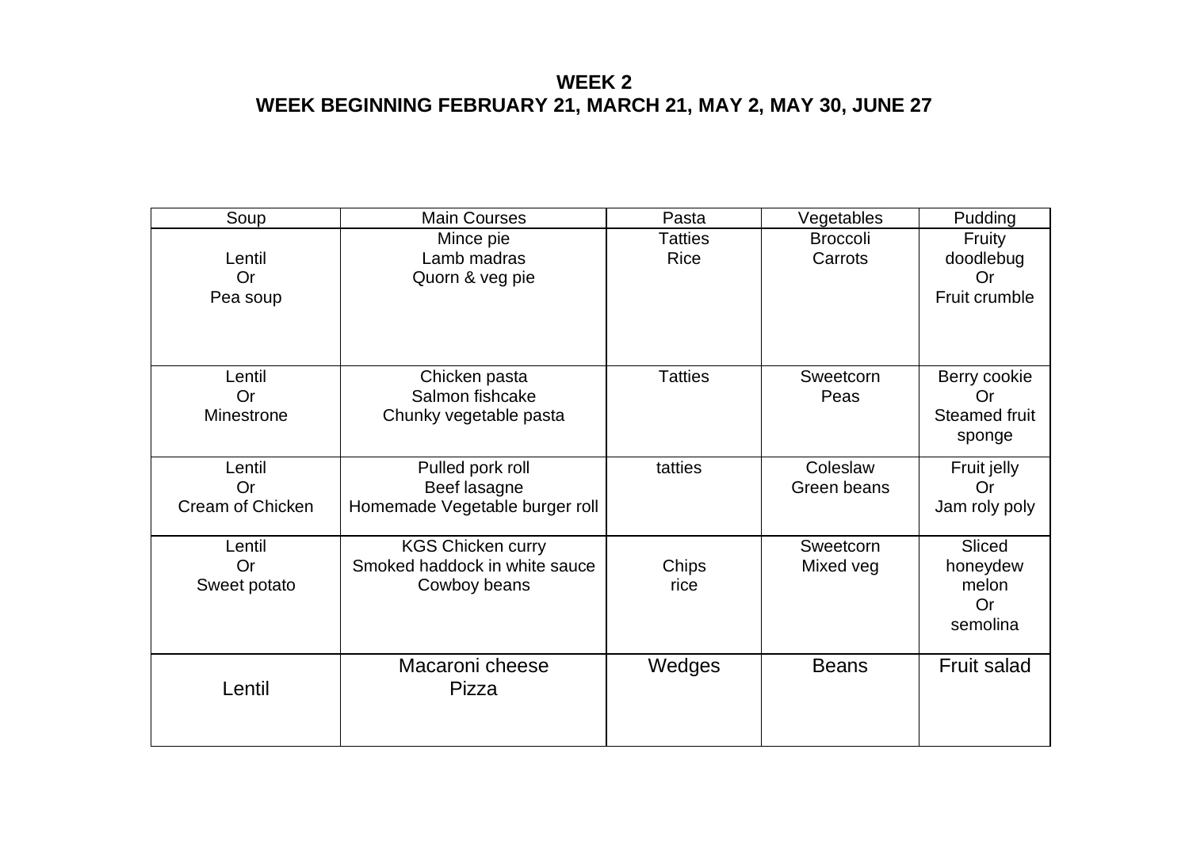**WEEK 2**
**WEEK BEGINNING FEBRUARY 21, MARCH 21, MAY 2, MAY 30, JUNE 27**

| Soup | Main Courses | Pasta | Vegetables | Pudding |
|---|---|---|---|---|
| Lentil<br>Or<br>Pea soup | Mince pie<br>Lamb madras<br>Quorn & veg pie | Tatties<br>Rice | Broccoli<br>Carrots | Fruity doodlebug<br>Or<br>Fruit crumble |
| Lentil<br>Or<br>Minestrone | Chicken pasta<br>Salmon fishcake<br>Chunky vegetable pasta | Tatties | Sweetcorn<br>Peas | Berry cookie<br>Or<br>Steamed fruit sponge |
| Lentil<br>Or<br>Cream of Chicken | Pulled pork roll<br>Beef lasagne<br>Homemade Vegetable burger roll | tatties | Coleslaw<br>Green beans | Fruit jelly<br>Or<br>Jam roly poly |
| Lentil<br>Or<br>Sweet potato | KGS Chicken curry<br>Smoked haddock in white sauce<br>Cowboy beans | Chips<br>rice | Sweetcorn<br>Mixed veg | Sliced honeydew melon<br>Or<br>semolina |
| Lentil | Macaroni cheese<br>Pizza | Wedges | Beans | Fruit salad |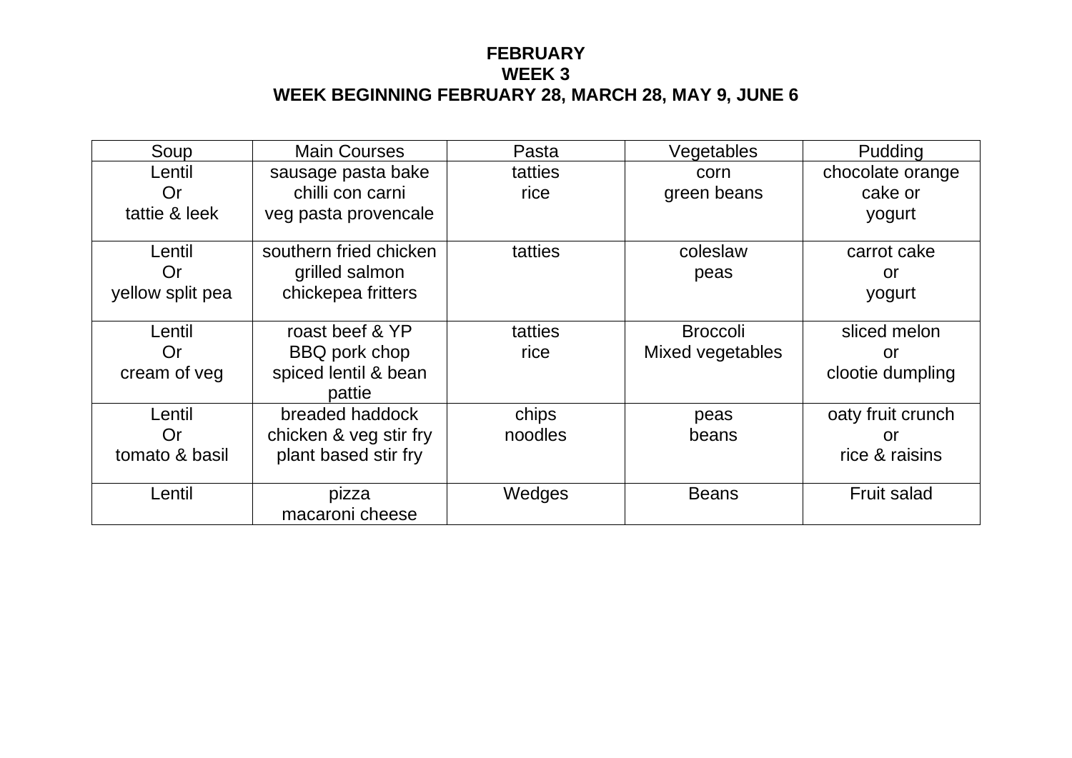# FEBRUARY
## WEEK 3
## WEEK BEGINNING FEBRUARY 28, MARCH 28, MAY 9, JUNE 6

| Soup | Main Courses | Pasta | Vegetables | Pudding |
|---|---|---|---|---|
| Lentil<br>Or<br>tattie & leek | sausage pasta bake<br>chilli con carni<br>veg pasta provencale | tatties<br>rice | corn<br>green beans | chocolate orange<br>cake or<br>yogurt |
| Lentil<br>Or<br>yellow split pea | southern fried chicken<br>grilled salmon<br>chickepea fritters | tatties | coleslaw<br>peas | carrot cake<br>or<br>yogurt |
| Lentil<br>Or<br>cream of veg | roast beef & YP<br>BBQ pork chop<br>spiced lentil & bean pattie | tatties<br>rice | Broccoli<br>Mixed vegetables | sliced melon<br>or<br>clootie dumpling |
| Lentil<br>Or<br>tomato & basil | breaded haddock<br>chicken & veg stir fry<br>plant based stir fry | chips<br>noodles | peas<br>beans | oaty fruit crunch<br>or<br>rice & raisins |
| Lentil | pizza<br>macaroni cheese | Wedges | Beans | Fruit salad |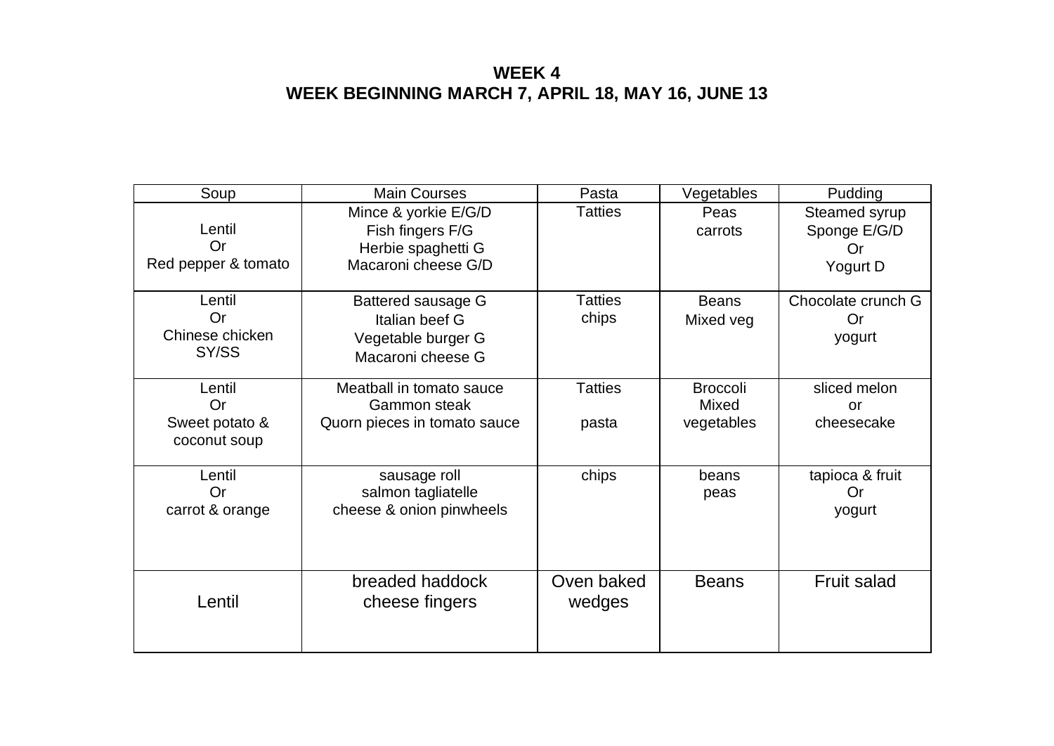**WEEK 4**
**WEEK BEGINNING MARCH 7, APRIL 18, MAY 16, JUNE 13**

| Soup | Main Courses | Pasta | Vegetables | Pudding |
|---|---|---|---|---|
| Lentil<br>Or<br>Red pepper & tomato | Mince & yorkie E/G/D<br>Fish fingers F/G<br>Herbie spaghetti G<br>Macaroni cheese G/D | Tatties | Peas<br>carrots | Steamed syrup<br>Sponge E/G/D<br>Or<br>Yogurt D |
| Lentil<br>Or<br>Chinese chicken<br>SY/SS | Battered sausage G<br>Italian beef G<br>Vegetable burger G<br>Macaroni cheese G | Tatties<br>chips | Beans<br>Mixed veg | Chocolate crunch G<br>Or<br>yogurt |
| Lentil<br>Or<br>Sweet potato &<br>coconut soup | Meatball in tomato sauce<br>Gammon steak<br>Quorn pieces in tomato sauce | Tatties<br><br>pasta | Broccoli<br>Mixed<br>vegetables | sliced melon<br>or<br>cheesecake |
| Lentil<br>Or<br>carrot & orange | sausage roll<br>salmon tagliatelle<br>cheese & onion pinwheels | chips | beans<br>peas | tapioca & fruit<br>Or<br>yogurt |
| Lentil | breaded haddock<br>cheese fingers | Oven baked<br>wedges | Beans | Fruit salad |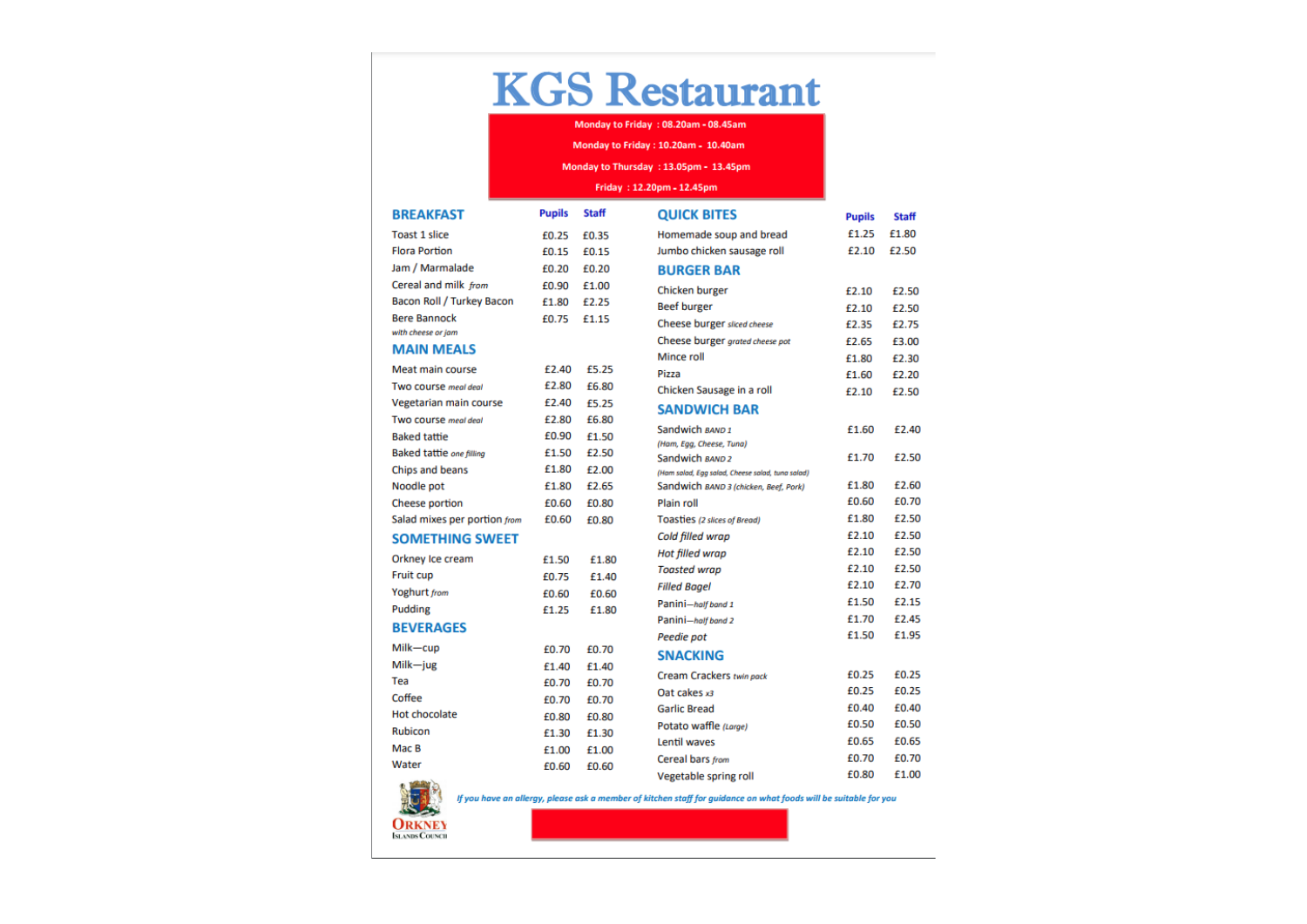# KGS Restaurant

Monday to Friday : 08.20am - 08.45am

Monday to Friday : 10.20am - 10.40am

Monday to Thursday : 13.05pm - 13.45pm

Friday : 12.20pm - 12.45pm

## BREAKFAST

| | Pupils | Staff |
|---|---|---|
| Toast 1 slice | £0.25 | £0.35 |
| Flora Portion | £0.15 | £0.15 |
| Jam / Marmalade | £0.20 | £0.20 |
| Cereal and milk *from* | £0.90 | £1.00 |
| Bacon Roll / Turkey Bacon | £1.80 | £2.25 |
| Bere Bannock *with cheese or jam* | £0.75 | £1.15 |

## MAIN MEALS

| | Pupils | Staff |
|---|---|---|
| Meat main course | £2.40 | £5.25 |
| Two course *meal deal* | £2.80 | £6.80 |
| Vegetarian main course | £2.40 | £5.25 |
| Two course *meal deal* | £2.80 | £6.80 |
| Baked tattie | £0.90 | £1.50 |
| Baked tattie *one filling* | £1.50 | £2.50 |
| Chips and beans | £1.80 | £2.00 |
| Noodle pot | £1.80 | £2.65 |
| Cheese portion | £0.60 | £0.80 |
| Salad mixes per portion *from* | £0.60 | £0.80 |

## SOMETHING SWEET

| | Pupils | Staff |
|---|---|---|
| Orkney Ice cream | £1.50 | £1.80 |
| Fruit cup | £0.75 | £1.40 |
| Yoghurt *from* | £0.60 | £0.60 |
| Pudding | £1.25 | £1.80 |

## BEVERAGES

| | Pupils | Staff |
|---|---|---|
| Milk—cup | £0.70 | £0.70 |
| Milk—jug | £1.40 | £1.40 |
| Tea | £0.70 | £0.70 |
| Coffee | £0.70 | £0.70 |
| Hot chocolate | £0.80 | £0.80 |
| Rubicon | £1.30 | £1.30 |
| Mac B | £1.00 | £1.00 |
| Water | £0.60 | £0.60 |

## QUICK BITES

| | Pupils | Staff |
|---|---|---|
| Homemade soup and bread | £1.25 | £1.80 |
| Jumbo chicken sausage roll | £2.10 | £2.50 |

## BURGER BAR

| | Pupils | Staff |
|---|---|---|
| Chicken burger | £2.10 | £2.50 |
| Beef burger | £2.10 | £2.50 |
| Cheese burger *sliced cheese* | £2.35 | £2.75 |
| Cheese burger *grated cheese pot* | £2.65 | £3.00 |
| Mince roll | £1.80 | £2.30 |
| Pizza | £1.60 | £2.20 |
| Chicken Sausage in a roll | £2.10 | £2.50 |

## SANDWICH BAR

| | Pupils | Staff |
|---|---|---|
| Sandwich *BAND 1* *(Ham, Egg, Cheese, Tuna)* | £1.60 | £2.40 |
| Sandwich *BAND 2* *(Ham salad, Egg salad, Cheese salad, tuna salad)* | £1.70 | £2.50 |
| Sandwich *BAND 3 (chicken, Beef, Pork)* | £1.80 | £2.60 |
| Plain roll | £0.60 | £0.70 |
| Toasties *(2 slices of Bread)* | £1.80 | £2.50 |
| *Cold filled wrap* | £2.10 | £2.50 |
| *Hot filled wrap* | £2.10 | £2.50 |
| *Toasted wrap* | £2.10 | £2.50 |
| *Filled Bagel* | £2.10 | £2.70 |
| Panini—*half band 1* | £1.50 | £2.15 |
| Panini—*half band 2* | £1.70 | £2.45 |
| *Peedie pot* | £1.50 | £1.95 |

## SNACKING

| | Pupils | Staff |
|---|---|---|
| Cream Crackers *twin pack* | £0.25 | £0.25 |
| Oat cakes *x3* | £0.25 | £0.25 |
| Garlic Bread | £0.40 | £0.40 |
| Potato waffle *(Large)* | £0.50 | £0.50 |
| Lentil waves | £0.65 | £0.65 |
| Cereal bars *from* | £0.70 | £0.70 |
| Vegetable spring roll | £0.80 | £1.00 |

*If you have an allergy, please ask a member of kitchen staff for guidance on what foods will be suitable for you*

Orkney Islands Council